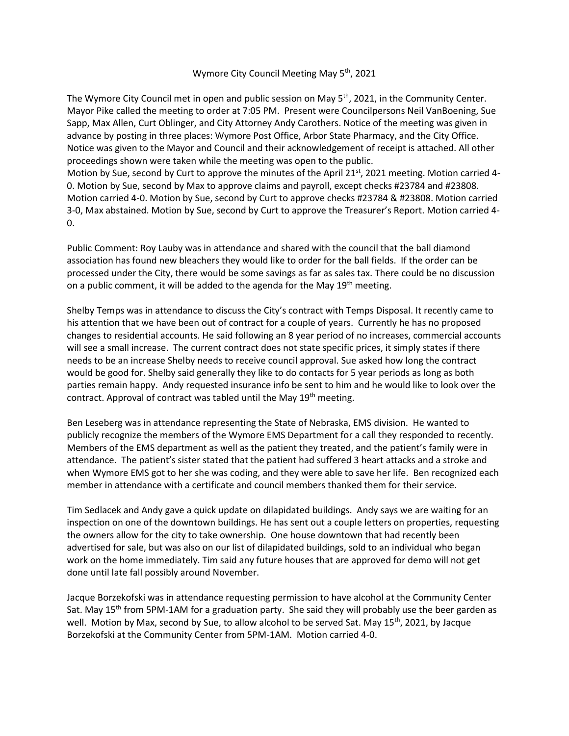# Wymore City Council Meeting May 5th, 2021

The Wymore City Council met in open and public session on May 5th, 2021, in the Community Center. Mayor Pike called the meeting to order at 7:05 PM. Present were Councilpersons Neil VanBoening, Sue Sapp, Max Allen, Curt Oblinger, and City Attorney Andy Carothers. Notice of the meeting was given in advance by posting in three places: Wymore Post Office, Arbor State Pharmacy, and the City Office. Notice was given to the Mayor and Council and their acknowledgement of receipt is attached. All other proceedings shown were taken while the meeting was open to the public.
Motion by Sue, second by Curt to approve the minutes of the April 21st, 2021 meeting. Motion carried 4-0. Motion by Sue, second by Max to approve claims and payroll, except checks #23784 and #23808. Motion carried 4-0. Motion by Sue, second by Curt to approve checks #23784 & #23808. Motion carried 3-0, Max abstained. Motion by Sue, second by Curt to approve the Treasurer's Report. Motion carried 4-0.

Public Comment: Roy Lauby was in attendance and shared with the council that the ball diamond association has found new bleachers they would like to order for the ball fields. If the order can be processed under the City, there would be some savings as far as sales tax. There could be no discussion on a public comment, it will be added to the agenda for the May 19th meeting.

Shelby Temps was in attendance to discuss the City's contract with Temps Disposal. It recently came to his attention that we have been out of contract for a couple of years. Currently he has no proposed changes to residential accounts. He said following an 8 year period of no increases, commercial accounts will see a small increase. The current contract does not state specific prices, it simply states if there needs to be an increase Shelby needs to receive council approval. Sue asked how long the contract would be good for. Shelby said generally they like to do contacts for 5 year periods as long as both parties remain happy. Andy requested insurance info be sent to him and he would like to look over the contract. Approval of contract was tabled until the May 19th meeting.

Ben Leseberg was in attendance representing the State of Nebraska, EMS division. He wanted to publicly recognize the members of the Wymore EMS Department for a call they responded to recently. Members of the EMS department as well as the patient they treated, and the patient's family were in attendance. The patient's sister stated that the patient had suffered 3 heart attacks and a stroke and when Wymore EMS got to her she was coding, and they were able to save her life. Ben recognized each member in attendance with a certificate and council members thanked them for their service.

Tim Sedlacek and Andy gave a quick update on dilapidated buildings. Andy says we are waiting for an inspection on one of the downtown buildings. He has sent out a couple letters on properties, requesting the owners allow for the city to take ownership. One house downtown that had recently been advertised for sale, but was also on our list of dilapidated buildings, sold to an individual who began work on the home immediately. Tim said any future houses that are approved for demo will not get done until late fall possibly around November.

Jacque Borzekofski was in attendance requesting permission to have alcohol at the Community Center Sat. May 15th from 5PM-1AM for a graduation party. She said they will probably use the beer garden as well. Motion by Max, second by Sue, to allow alcohol to be served Sat. May 15th, 2021, by Jacque Borzekofski at the Community Center from 5PM-1AM. Motion carried 4-0.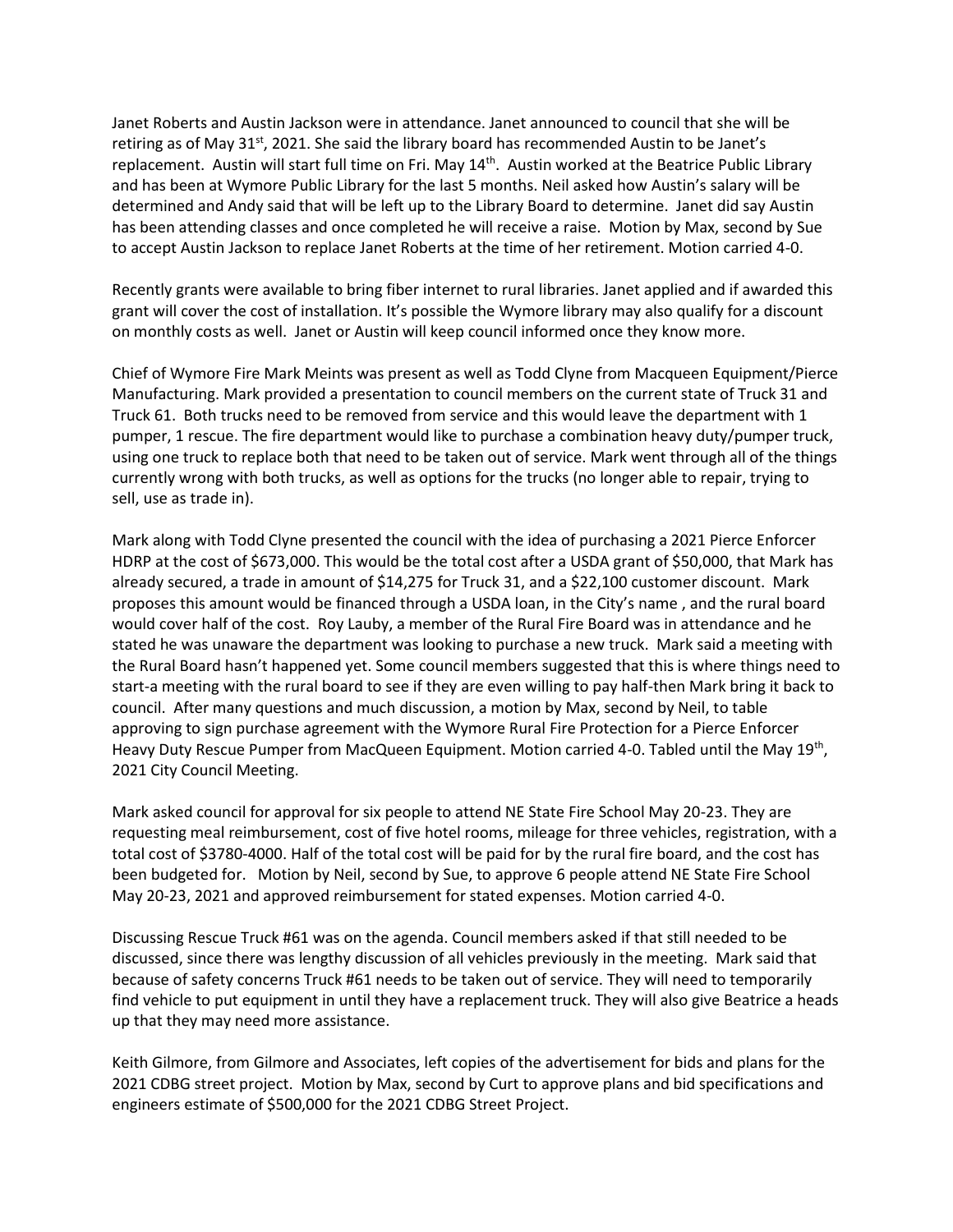Janet Roberts and Austin Jackson were in attendance. Janet announced to council that she will be retiring as of May 31st, 2021. She said the library board has recommended Austin to be Janet's replacement. Austin will start full time on Fri. May 14th. Austin worked at the Beatrice Public Library and has been at Wymore Public Library for the last 5 months. Neil asked how Austin's salary will be determined and Andy said that will be left up to the Library Board to determine. Janet did say Austin has been attending classes and once completed he will receive a raise. Motion by Max, second by Sue to accept Austin Jackson to replace Janet Roberts at the time of her retirement. Motion carried 4-0.

Recently grants were available to bring fiber internet to rural libraries. Janet applied and if awarded this grant will cover the cost of installation. It's possible the Wymore library may also qualify for a discount on monthly costs as well. Janet or Austin will keep council informed once they know more.

Chief of Wymore Fire Mark Meints was present as well as Todd Clyne from Macqueen Equipment/Pierce Manufacturing. Mark provided a presentation to council members on the current state of Truck 31 and Truck 61. Both trucks need to be removed from service and this would leave the department with 1 pumper, 1 rescue. The fire department would like to purchase a combination heavy duty/pumper truck, using one truck to replace both that need to be taken out of service. Mark went through all of the things currently wrong with both trucks, as well as options for the trucks (no longer able to repair, trying to sell, use as trade in).

Mark along with Todd Clyne presented the council with the idea of purchasing a 2021 Pierce Enforcer HDRP at the cost of $673,000. This would be the total cost after a USDA grant of $50,000, that Mark has already secured, a trade in amount of $14,275 for Truck 31, and a $22,100 customer discount. Mark proposes this amount would be financed through a USDA loan, in the City's name , and the rural board would cover half of the cost. Roy Lauby, a member of the Rural Fire Board was in attendance and he stated he was unaware the department was looking to purchase a new truck. Mark said a meeting with the Rural Board hasn't happened yet. Some council members suggested that this is where things need to start-a meeting with the rural board to see if they are even willing to pay half-then Mark bring it back to council. After many questions and much discussion, a motion by Max, second by Neil, to table approving to sign purchase agreement with the Wymore Rural Fire Protection for a Pierce Enforcer Heavy Duty Rescue Pumper from MacQueen Equipment. Motion carried 4-0. Tabled until the May 19th, 2021 City Council Meeting.

Mark asked council for approval for six people to attend NE State Fire School May 20-23. They are requesting meal reimbursement, cost of five hotel rooms, mileage for three vehicles, registration, with a total cost of $3780-4000. Half of the total cost will be paid for by the rural fire board, and the cost has been budgeted for. Motion by Neil, second by Sue, to approve 6 people attend NE State Fire School May 20-23, 2021 and approved reimbursement for stated expenses. Motion carried 4-0.

Discussing Rescue Truck #61 was on the agenda. Council members asked if that still needed to be discussed, since there was lengthy discussion of all vehicles previously in the meeting. Mark said that because of safety concerns Truck #61 needs to be taken out of service. They will need to temporarily find vehicle to put equipment in until they have a replacement truck. They will also give Beatrice a heads up that they may need more assistance.

Keith Gilmore, from Gilmore and Associates, left copies of the advertisement for bids and plans for the 2021 CDBG street project. Motion by Max, second by Curt to approve plans and bid specifications and engineers estimate of $500,000 for the 2021 CDBG Street Project.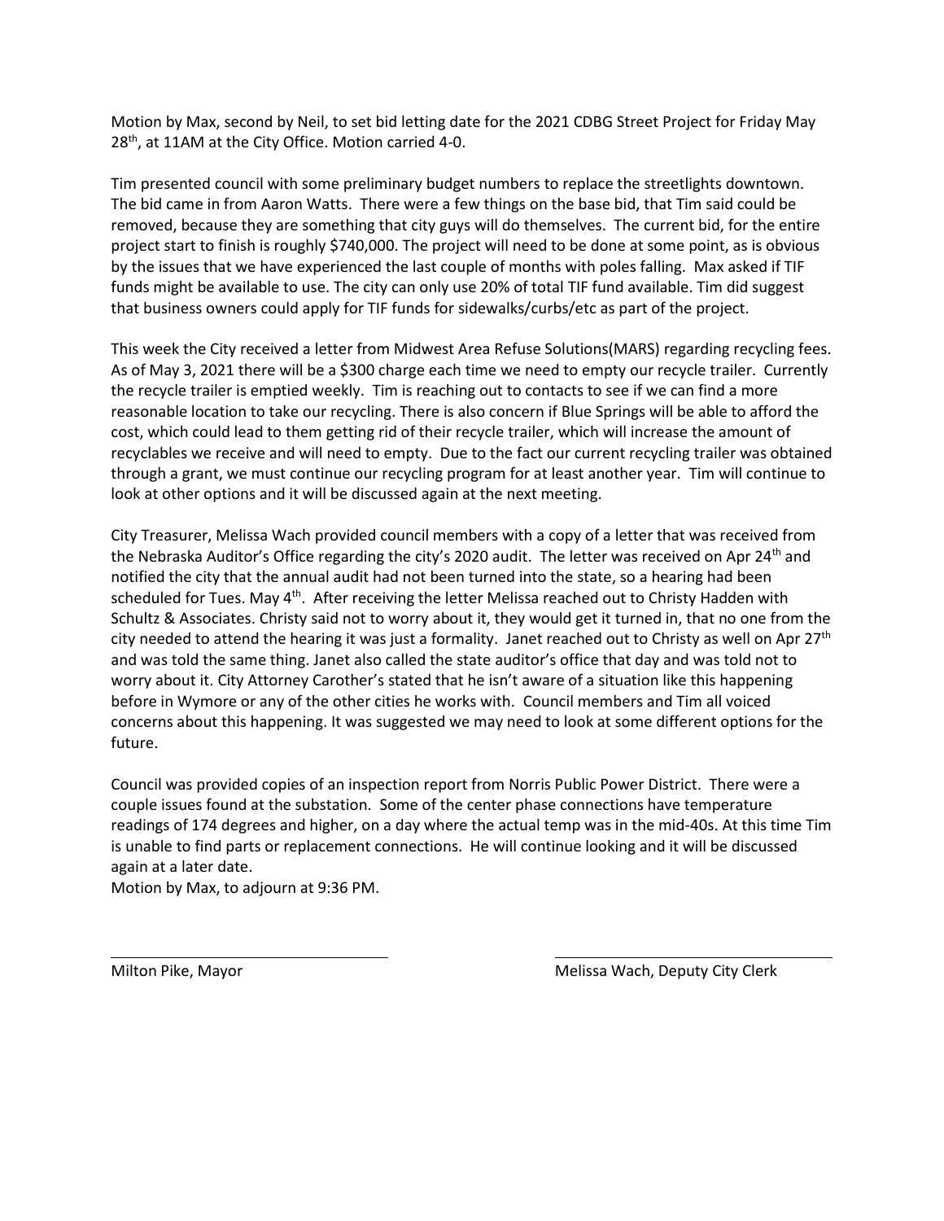Motion by Max, second by Neil, to set bid letting date for the 2021 CDBG Street Project for Friday May 28th, at 11AM at the City Office. Motion carried 4-0.

Tim presented council with some preliminary budget numbers to replace the streetlights downtown. The bid came in from Aaron Watts. There were a few things on the base bid, that Tim said could be removed, because they are something that city guys will do themselves. The current bid, for the entire project start to finish is roughly $740,000. The project will need to be done at some point, as is obvious by the issues that we have experienced the last couple of months with poles falling. Max asked if TIF funds might be available to use. The city can only use 20% of total TIF fund available. Tim did suggest that business owners could apply for TIF funds for sidewalks/curbs/etc as part of the project.

This week the City received a letter from Midwest Area Refuse Solutions(MARS) regarding recycling fees. As of May 3, 2021 there will be a $300 charge each time we need to empty our recycle trailer. Currently the recycle trailer is emptied weekly. Tim is reaching out to contacts to see if we can find a more reasonable location to take our recycling. There is also concern if Blue Springs will be able to afford the cost, which could lead to them getting rid of their recycle trailer, which will increase the amount of recyclables we receive and will need to empty. Due to the fact our current recycling trailer was obtained through a grant, we must continue our recycling program for at least another year. Tim will continue to look at other options and it will be discussed again at the next meeting.

City Treasurer, Melissa Wach provided council members with a copy of a letter that was received from the Nebraska Auditor's Office regarding the city's 2020 audit. The letter was received on Apr 24th and notified the city that the annual audit had not been turned into the state, so a hearing had been scheduled for Tues. May 4th. After receiving the letter Melissa reached out to Christy Hadden with Schultz & Associates. Christy said not to worry about it, they would get it turned in, that no one from the city needed to attend the hearing it was just a formality. Janet reached out to Christy as well on Apr 27th and was told the same thing. Janet also called the state auditor's office that day and was told not to worry about it. City Attorney Carother's stated that he isn't aware of a situation like this happening before in Wymore or any of the other cities he works with. Council members and Tim all voiced concerns about this happening. It was suggested we may need to look at some different options for the future.

Council was provided copies of an inspection report from Norris Public Power District. There were a couple issues found at the substation. Some of the center phase connections have temperature readings of 174 degrees and higher, on a day where the actual temp was in the mid-40s. At this time Tim is unable to find parts or replacement connections. He will continue looking and it will be discussed again at a later date.

Motion by Max, to adjourn at 9:36 PM.

Milton Pike, Mayor

Melissa Wach, Deputy City Clerk